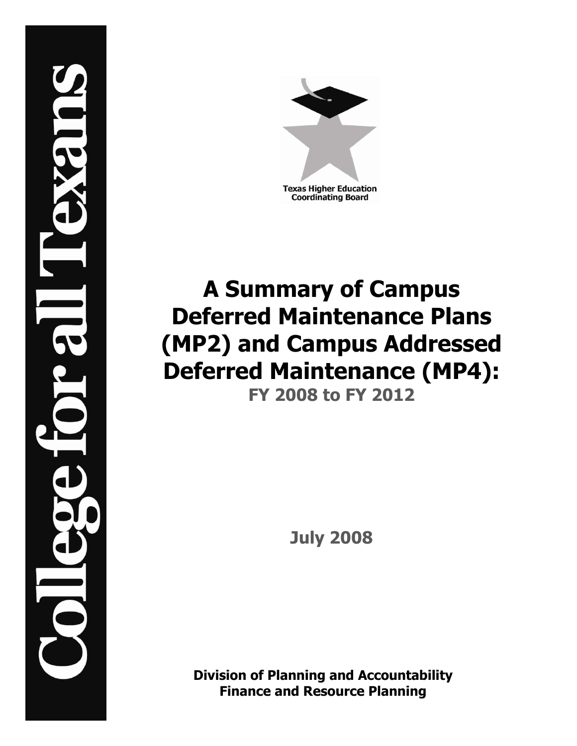College for all Texans

Texas Higher Education Coordinating Board

# A Summary of Campus Deferred Maintenance Plans (MP2) and Campus Addressed Deferred Maintenance (MP4):

## FY 2008 to FY 2012

**July 2008**

**Division of Planning and Accountability**
**Finance and Resource Planning**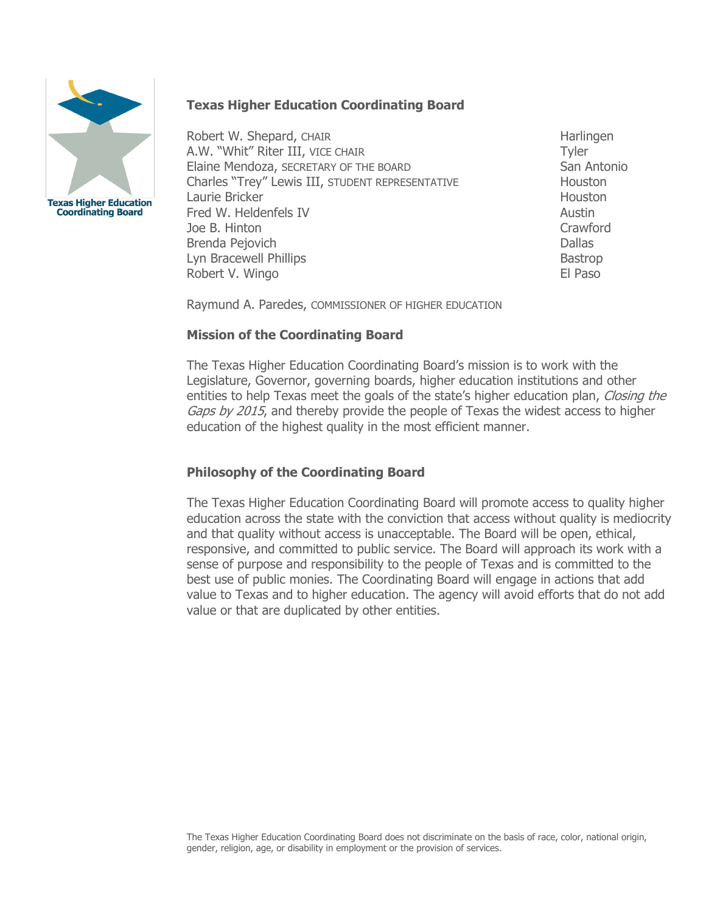## Texas Higher Education Coordinating Board

| | |
|---|---|
| Robert W. Shepard, CHAIR | Harlingen |
| A.W. "Whit" Riter III, VICE CHAIR | Tyler |
| Elaine Mendoza, SECRETARY OF THE BOARD | San Antonio |
| Charles "Trey" Lewis III, STUDENT REPRESENTATIVE | Houston |
| Laurie Bricker | Houston |
| Fred W. Heldenfels IV | Austin |
| Joe B. Hinton | Crawford |
| Brenda Pejovich | Dallas |
| Lyn Bracewell Phillips | Bastrop |
| Robert V. Wingo | El Paso |

Raymund A. Paredes, COMMISSIONER OF HIGHER EDUCATION

### Mission of the Coordinating Board

The Texas Higher Education Coordinating Board's mission is to work with the Legislature, Governor, governing boards, higher education institutions and other entities to help Texas meet the goals of the state's higher education plan, *Closing the Gaps by 2015*, and thereby provide the people of Texas the widest access to higher education of the highest quality in the most efficient manner.

### Philosophy of the Coordinating Board

The Texas Higher Education Coordinating Board will promote access to quality higher education across the state with the conviction that access without quality is mediocrity and that quality without access is unacceptable. The Board will be open, ethical, responsive, and committed to public service. The Board will approach its work with a sense of purpose and responsibility to the people of Texas and is committed to the best use of public monies. The Coordinating Board will engage in actions that add value to Texas and to higher education. The agency will avoid efforts that do not add value or that are duplicated by other entities.

The Texas Higher Education Coordinating Board does not discriminate on the basis of race, color, national origin, gender, religion, age, or disability in employment or the provision of services.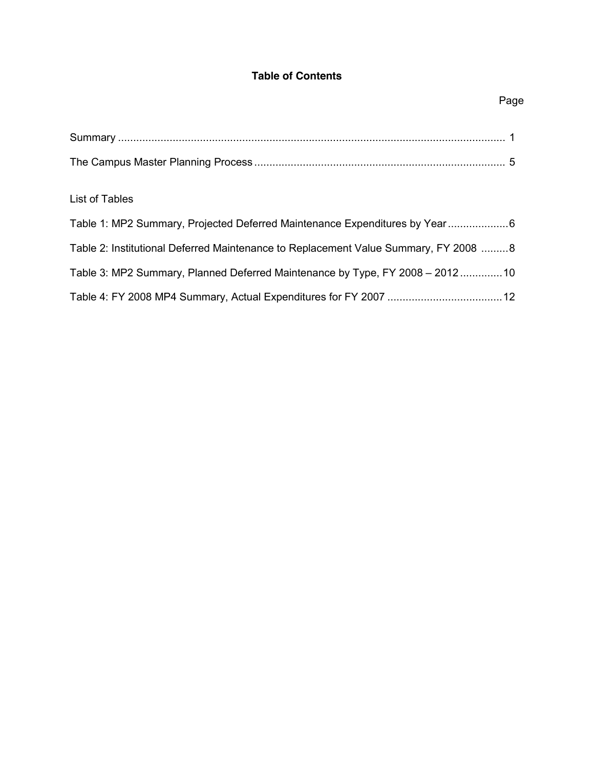# Table of Contents

| | Page |
|---|---|
| Summary | 1 |
| The Campus Master Planning Process | 5 |

List of Tables

| | |
|---|---|
| Table 1: MP2 Summary, Projected Deferred Maintenance Expenditures by Year | 6 |
| Table 2: Institutional Deferred Maintenance to Replacement Value Summary, FY 2008 | 8 |
| Table 3: MP2 Summary, Planned Deferred Maintenance by Type, FY 2008 – 2012 | 10 |
| Table 4: FY 2008 MP4 Summary, Actual Expenditures for FY 2007 | 12 |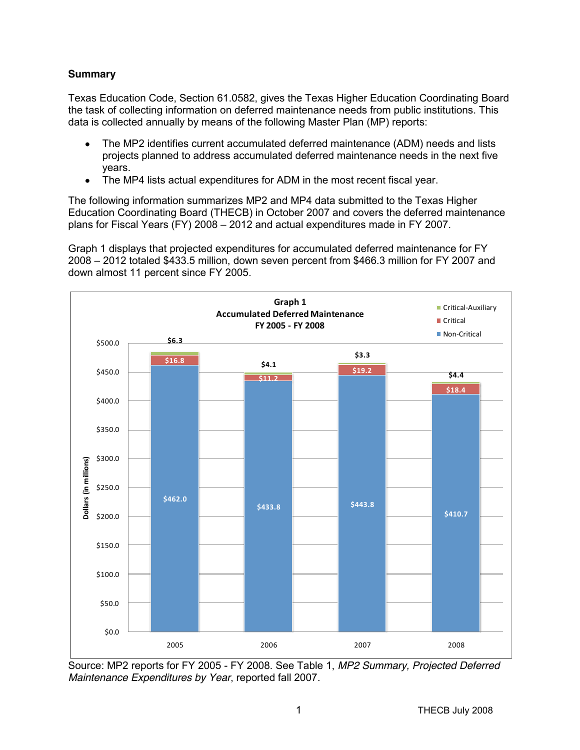## Summary

Texas Education Code, Section 61.0582, gives the Texas Higher Education Coordinating Board the task of collecting information on deferred maintenance needs from public institutions. This data is collected annually by means of the following Master Plan (MP) reports:

- The MP2 identifies current accumulated deferred maintenance (ADM) needs and lists projects planned to address accumulated deferred maintenance needs in the next five years.
- The MP4 lists actual expenditures for ADM in the most recent fiscal year.

The following information summarizes MP2 and MP4 data submitted to the Texas Higher Education Coordinating Board (THECB) in October 2007 and covers the deferred maintenance plans for Fiscal Years (FY) 2008 – 2012 and actual expenditures made in FY 2007.

Graph 1 displays that projected expenditures for accumulated deferred maintenance for FY 2008 – 2012 totaled $433.5 million, down seven percent from $466.3 million for FY 2007 and down almost 11 percent since FY 2005.

**Graph 1**
**Accumulated Deferred Maintenance**
**FY 2005 - FY 2008**

Dollars (in millions)

| Year | Non-Critical | Critical | Critical-Auxiliary |
|---|---|---|---|
| 2005 | $462.0 | $16.8 | $6.3 |
| 2006 | $433.8 | $11.2 | $4.1 |
| 2007 | $443.8 | $19.2 | $3.3 |
| 2008 | $410.7 | $18.4 | $4.4 |

Source: MP2 reports for FY 2005 - FY 2008. See Table 1, *MP2 Summary, Projected Deferred Maintenance Expenditures by Year*, reported fall 2007.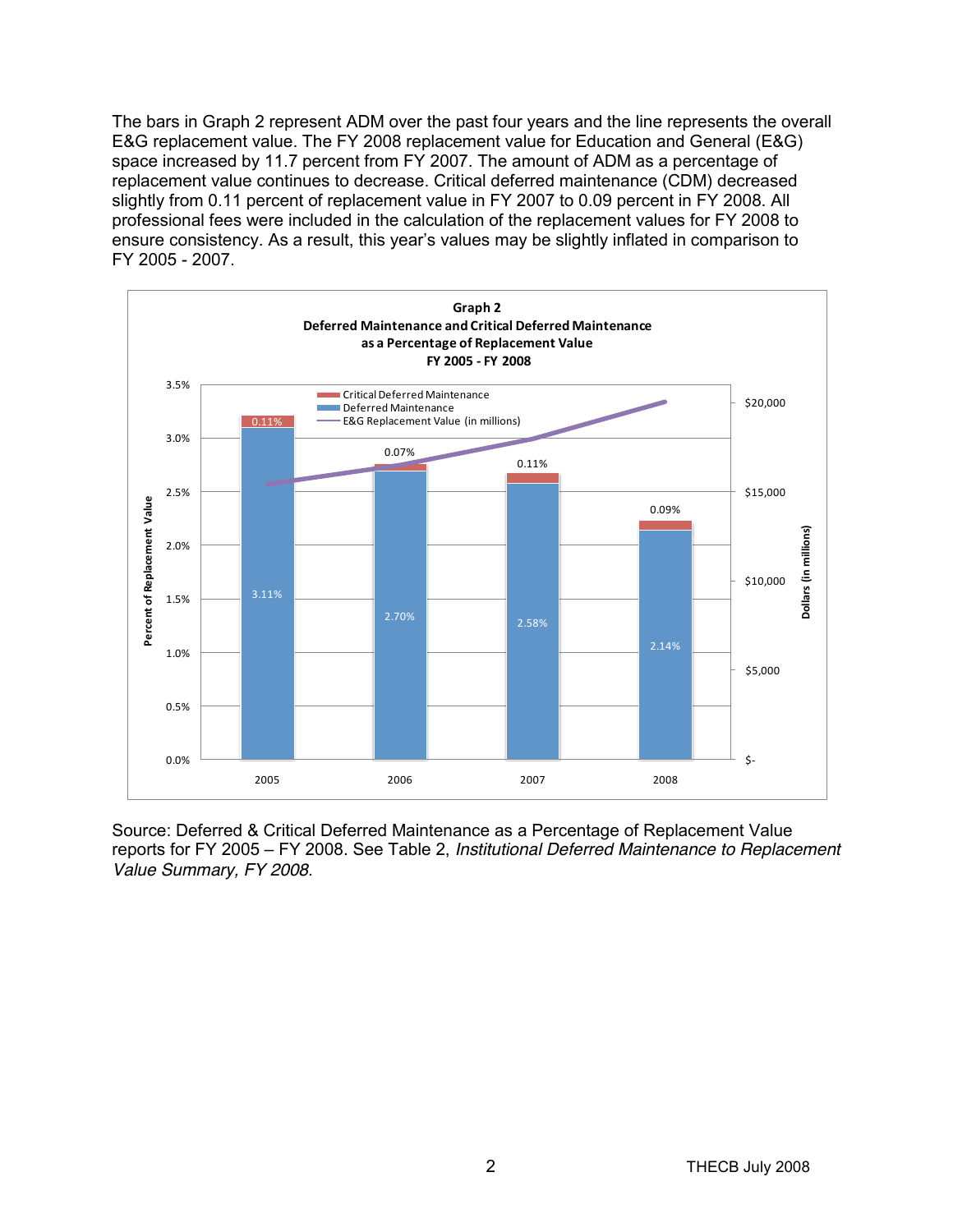The bars in Graph 2 represent ADM over the past four years and the line represents the overall E&G replacement value. The FY 2008 replacement value for Education and General (E&G) space increased by 11.7 percent from FY 2007. The amount of ADM as a percentage of replacement value continues to decrease. Critical deferred maintenance (CDM) decreased slightly from 0.11 percent of replacement value in FY 2007 to 0.09 percent in FY 2008. All professional fees were included in the calculation of the replacement values for FY 2008 to ensure consistency. As a result, this year's values may be slightly inflated in comparison to FY 2005 - 2007.

**Graph 2**
**Deferred Maintenance and Critical Deferred Maintenance as a Percentage of Replacement Value**
**FY 2005 - FY 2008**

| Year | Deferred Maintenance | Critical Deferred Maintenance |
|---|---|---|
| 2005 | 3.11% | 0.11% |
| 2006 | 2.70% | 0.07% |
| 2007 | 2.58% | 0.11% |
| 2008 | 2.14% | 0.09% |

Source: Deferred & Critical Deferred Maintenance as a Percentage of Replacement Value reports for FY 2005 – FY 2008. See Table 2, *Institutional Deferred Maintenance to Replacement Value Summary, FY 2008*.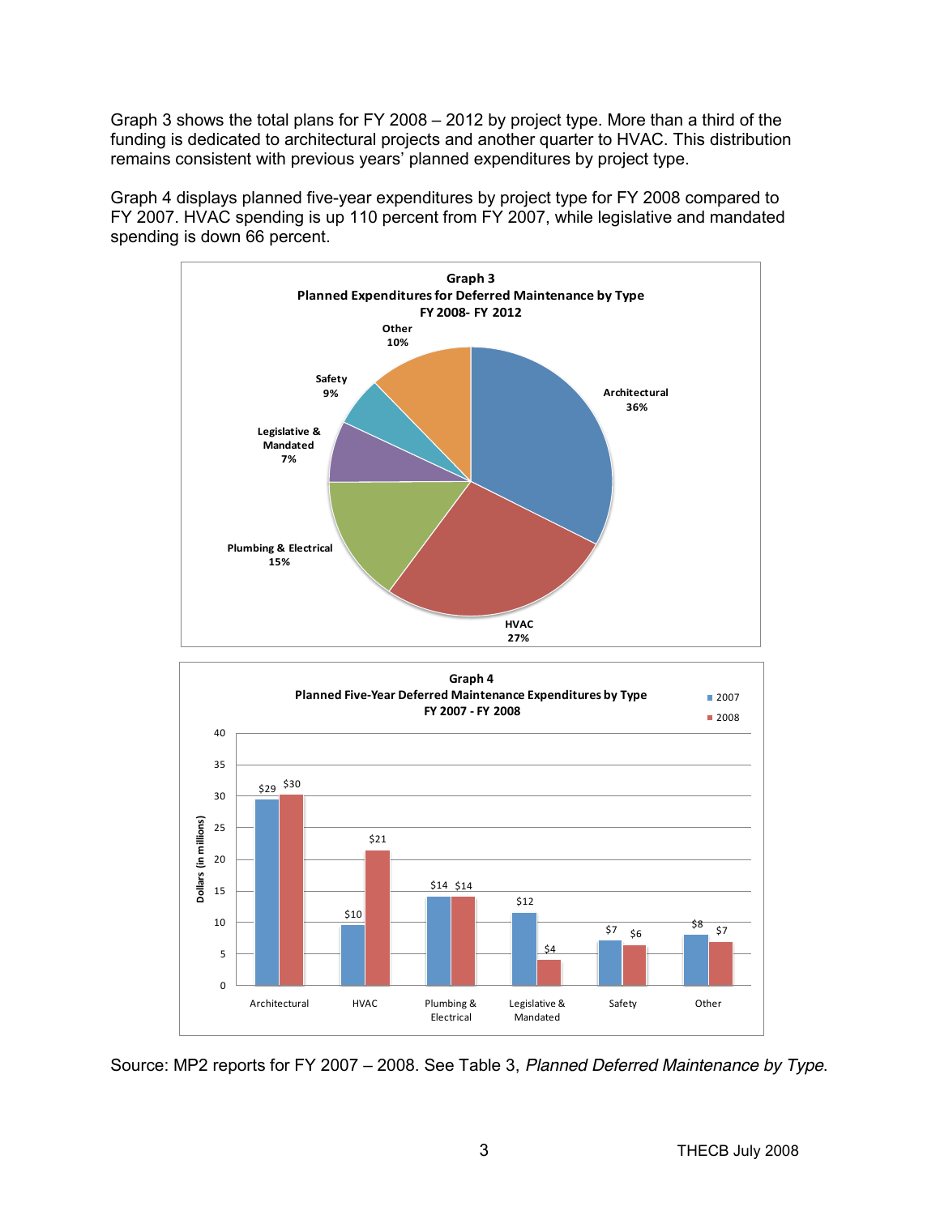Graph 3 shows the total plans for FY 2008 – 2012 by project type. More than a third of the funding is dedicated to architectural projects and another quarter to HVAC. This distribution remains consistent with previous years' planned expenditures by project type.

Graph 4 displays planned five-year expenditures by project type for FY 2008 compared to FY 2007. HVAC spending is up 110 percent from FY 2007, while legislative and mandated spending is down 66 percent.

**Graph 3**
**Planned Expenditures for Deferred Maintenance by Type**
**FY 2008- FY 2012**

| Type | Percent |
|---|---|
| Architectural | 36% |
| HVAC | 27% |
| Plumbing & Electrical | 15% |
| Legislative & Mandated | 7% |
| Safety | 9% |
| Other | 10% |

**Graph 4**
**Planned Five-Year Deferred Maintenance Expenditures by Type**
**FY 2007 - FY 2008**

Dollars (in millions)

| Type | 2007 | 2008 |
|---|---|---|
| Architectural | $29 | $30 |
| HVAC | $10 | $21 |
| Plumbing & Electrical | $14 | $14 |
| Legislative & Mandated | $12 | $4 |
| Safety | $7 | $6 |
| Other | $8 | $7 |

Source: MP2 reports for FY 2007 – 2008. See Table 3, *Planned Deferred Maintenance by Type*.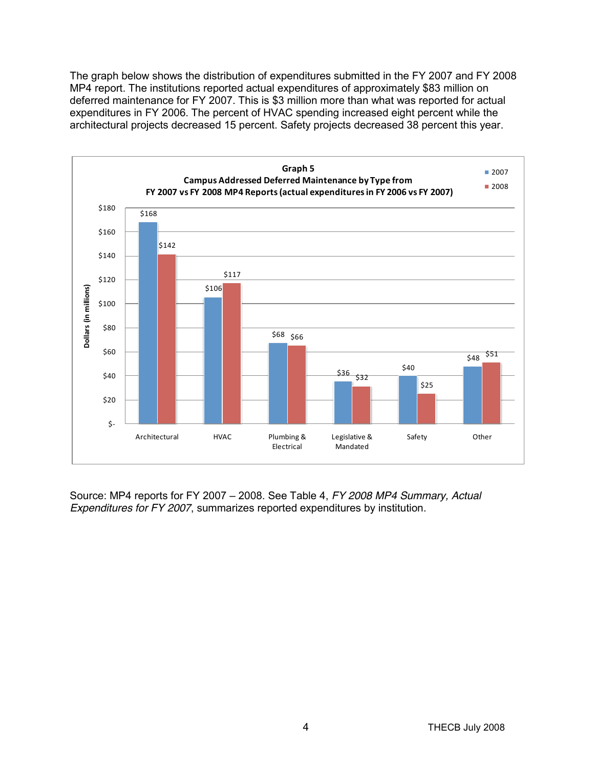The graph below shows the distribution of expenditures submitted in the FY 2007 and FY 2008 MP4 report. The institutions reported actual expenditures of approximately $83 million on deferred maintenance for FY 2007. This is $3 million more than what was reported for actual expenditures in FY 2006. The percent of HVAC spending increased eight percent while the architectural projects decreased 15 percent. Safety projects decreased 38 percent this year.

**Graph 5**
**Campus Addressed Deferred Maintenance by Type from FY 2007 vs FY 2008 MP4 Reports (actual expenditures in FY 2006 vs FY 2007)**

Dollars (in millions)

| Type | 2007 | 2008 |
|---|---|---|
| Architectural | $168 | $142 |
| HVAC | $106 | $117 |
| Plumbing & Electrical | $68 | $66 |
| Legislative & Mandated | $36 | $32 |
| Safety | $40 | $25 |
| Other | $48 | $51 |

Source: MP4 reports for FY 2007 – 2008. See Table 4, *FY 2008 MP4 Summary, Actual Expenditures for FY 2007*, summarizes reported expenditures by institution.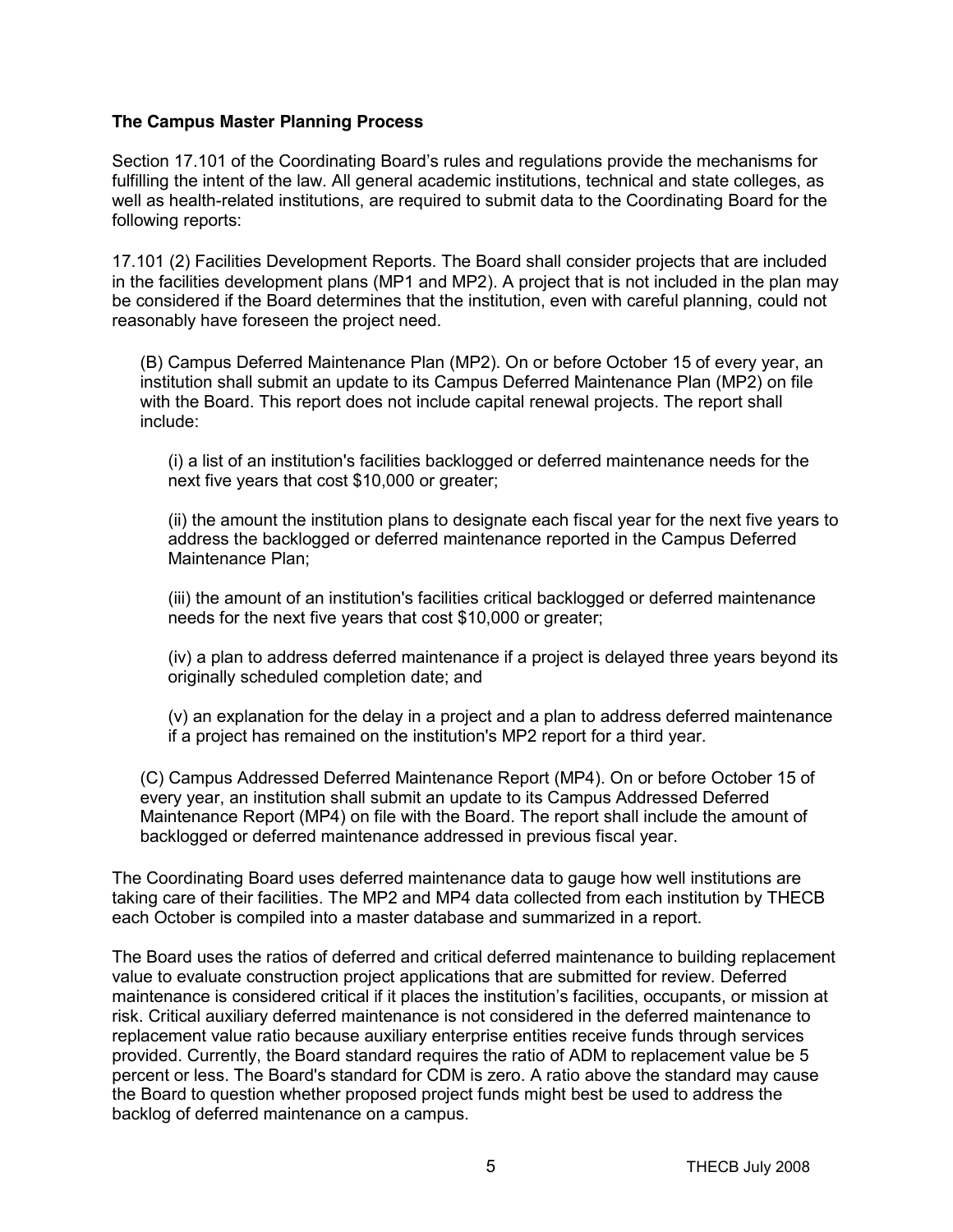### The Campus Master Planning Process

Section 17.101 of the Coordinating Board's rules and regulations provide the mechanisms for fulfilling the intent of the law. All general academic institutions, technical and state colleges, as well as health-related institutions, are required to submit data to the Coordinating Board for the following reports:

17.101 (2) Facilities Development Reports. The Board shall consider projects that are included in the facilities development plans (MP1 and MP2). A project that is not included in the plan may be considered if the Board determines that the institution, even with careful planning, could not reasonably have foreseen the project need.

> (B) Campus Deferred Maintenance Plan (MP2). On or before October 15 of every year, an institution shall submit an update to its Campus Deferred Maintenance Plan (MP2) on file with the Board. This report does not include capital renewal projects. The report shall include:
>
> > (i) a list of an institution's facilities backlogged or deferred maintenance needs for the next five years that cost $10,000 or greater;
> >
> > (ii) the amount the institution plans to designate each fiscal year for the next five years to address the backlogged or deferred maintenance reported in the Campus Deferred Maintenance Plan;
> >
> > (iii) the amount of an institution's facilities critical backlogged or deferred maintenance needs for the next five years that cost $10,000 or greater;
> >
> > (iv) a plan to address deferred maintenance if a project is delayed three years beyond its originally scheduled completion date; and
> >
> > (v) an explanation for the delay in a project and a plan to address deferred maintenance if a project has remained on the institution's MP2 report for a third year.
>
> (C) Campus Addressed Deferred Maintenance Report (MP4). On or before October 15 of every year, an institution shall submit an update to its Campus Addressed Deferred Maintenance Report (MP4) on file with the Board. The report shall include the amount of backlogged or deferred maintenance addressed in previous fiscal year.

The Coordinating Board uses deferred maintenance data to gauge how well institutions are taking care of their facilities. The MP2 and MP4 data collected from each institution by THECB each October is compiled into a master database and summarized in a report.

The Board uses the ratios of deferred and critical deferred maintenance to building replacement value to evaluate construction project applications that are submitted for review. Deferred maintenance is considered critical if it places the institution's facilities, occupants, or mission at risk. Critical auxiliary deferred maintenance is not considered in the deferred maintenance to replacement value ratio because auxiliary enterprise entities receive funds through services provided. Currently, the Board standard requires the ratio of ADM to replacement value be 5 percent or less. The Board's standard for CDM is zero. A ratio above the standard may cause the Board to question whether proposed project funds might best be used to address the backlog of deferred maintenance on a campus.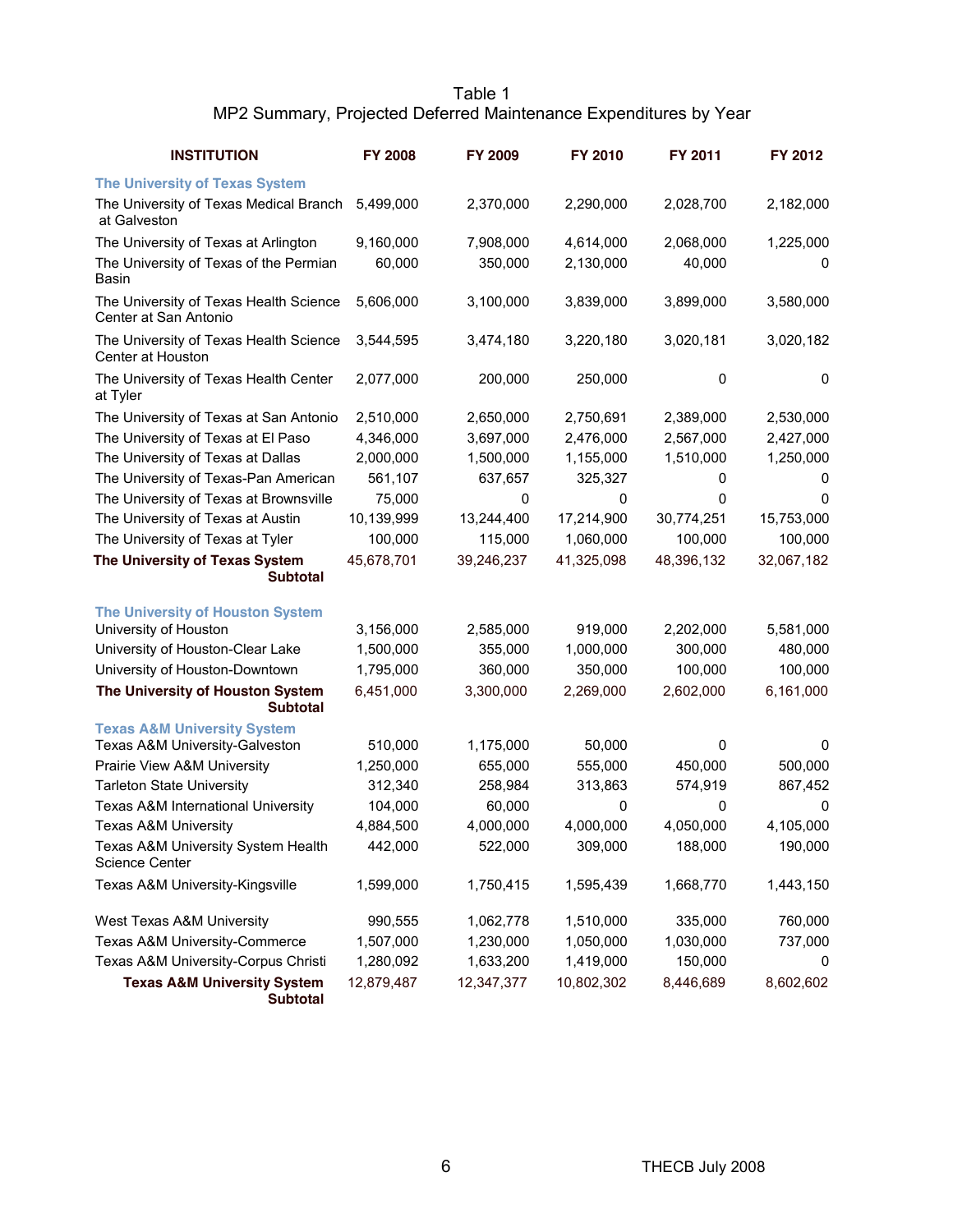Table 1
MP2 Summary, Projected Deferred Maintenance Expenditures by Year

| INSTITUTION | FY 2008 | FY 2009 | FY 2010 | FY 2011 | FY 2012 |
|---|---|---|---|---|---|
| **The University of Texas System** | | | | | |
| The University of Texas Medical Branch at Galveston | 5,499,000 | 2,370,000 | 2,290,000 | 2,028,700 | 2,182,000 |
| The University of Texas at Arlington | 9,160,000 | 7,908,000 | 4,614,000 | 2,068,000 | 1,225,000 |
| The University of Texas of the Permian Basin | 60,000 | 350,000 | 2,130,000 | 40,000 | 0 |
| The University of Texas Health Science Center at San Antonio | 5,606,000 | 3,100,000 | 3,839,000 | 3,899,000 | 3,580,000 |
| The University of Texas Health Science Center at Houston | 3,544,595 | 3,474,180 | 3,220,180 | 3,020,181 | 3,020,182 |
| The University of Texas Health Center at Tyler | 2,077,000 | 200,000 | 250,000 | 0 | 0 |
| The University of Texas at San Antonio | 2,510,000 | 2,650,000 | 2,750,691 | 2,389,000 | 2,530,000 |
| The University of Texas at El Paso | 4,346,000 | 3,697,000 | 2,476,000 | 2,567,000 | 2,427,000 |
| The University of Texas at Dallas | 2,000,000 | 1,500,000 | 1,155,000 | 1,510,000 | 1,250,000 |
| The University of Texas-Pan American | 561,107 | 637,657 | 325,327 | 0 | 0 |
| The University of Texas at Brownsville | 75,000 | 0 | 0 | 0 | 0 |
| The University of Texas at Austin | 10,139,999 | 13,244,400 | 17,214,900 | 30,774,251 | 15,753,000 |
| The University of Texas at Tyler | 100,000 | 115,000 | 1,060,000 | 100,000 | 100,000 |
| **The University of Texas System Subtotal** | 45,678,701 | 39,246,237 | 41,325,098 | 48,396,132 | 32,067,182 |
| **The University of Houston System** | | | | | |
| University of Houston | 3,156,000 | 2,585,000 | 919,000 | 2,202,000 | 5,581,000 |
| University of Houston-Clear Lake | 1,500,000 | 355,000 | 1,000,000 | 300,000 | 480,000 |
| University of Houston-Downtown | 1,795,000 | 360,000 | 350,000 | 100,000 | 100,000 |
| **The University of Houston System Subtotal** | 6,451,000 | 3,300,000 | 2,269,000 | 2,602,000 | 6,161,000 |
| **Texas A&M University System** | | | | | |
| Texas A&M University-Galveston | 510,000 | 1,175,000 | 50,000 | 0 | 0 |
| Prairie View A&M University | 1,250,000 | 655,000 | 555,000 | 450,000 | 500,000 |
| Tarleton State University | 312,340 | 258,984 | 313,863 | 574,919 | 867,452 |
| Texas A&M International University | 104,000 | 60,000 | 0 | 0 | 0 |
| Texas A&M University | 4,884,500 | 4,000,000 | 4,000,000 | 4,050,000 | 4,105,000 |
| Texas A&M University System Health Science Center | 442,000 | 522,000 | 309,000 | 188,000 | 190,000 |
| Texas A&M University-Kingsville | 1,599,000 | 1,750,415 | 1,595,439 | 1,668,770 | 1,443,150 |
| West Texas A&M University | 990,555 | 1,062,778 | 1,510,000 | 335,000 | 760,000 |
| Texas A&M University-Commerce | 1,507,000 | 1,230,000 | 1,050,000 | 1,030,000 | 737,000 |
| Texas A&M University-Corpus Christi | 1,280,092 | 1,633,200 | 1,419,000 | 150,000 | 0 |
| **Texas A&M University System Subtotal** | 12,879,487 | 12,347,377 | 10,802,302 | 8,446,689 | 8,602,602 |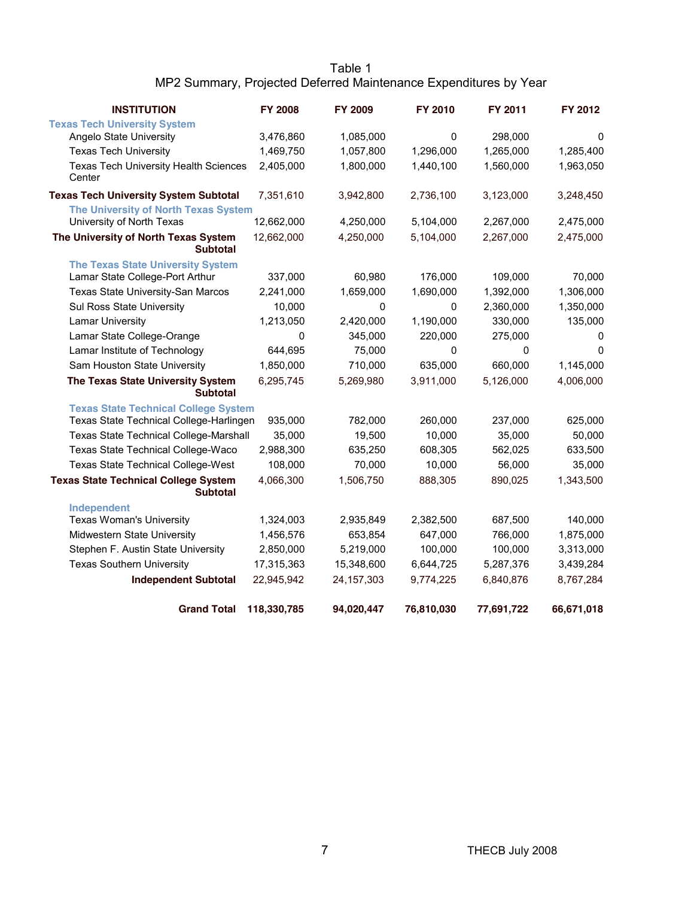Table 1
MP2 Summary, Projected Deferred Maintenance Expenditures by Year

| INSTITUTION | FY 2008 | FY 2009 | FY 2010 | FY 2011 | FY 2012 |
|---|---|---|---|---|---|
| **Texas Tech University System** | | | | | |
| Angelo State University | 3,476,860 | 1,085,000 | 0 | 298,000 | 0 |
| Texas Tech University | 1,469,750 | 1,057,800 | 1,296,000 | 1,265,000 | 1,285,400 |
| Texas Tech University Health Sciences Center | 2,405,000 | 1,800,000 | 1,440,100 | 1,560,000 | 1,963,050 |
| **Texas Tech University System Subtotal** | 7,351,610 | 3,942,800 | 2,736,100 | 3,123,000 | 3,248,450 |
| **The University of North Texas System** | | | | | |
| University of North Texas | 12,662,000 | 4,250,000 | 5,104,000 | 2,267,000 | 2,475,000 |
| **The University of North Texas System Subtotal** | 12,662,000 | 4,250,000 | 5,104,000 | 2,267,000 | 2,475,000 |
| **The Texas State University System** | | | | | |
| Lamar State College-Port Arthur | 337,000 | 60,980 | 176,000 | 109,000 | 70,000 |
| Texas State University-San Marcos | 2,241,000 | 1,659,000 | 1,690,000 | 1,392,000 | 1,306,000 |
| Sul Ross State University | 10,000 | 0 | 0 | 2,360,000 | 1,350,000 |
| Lamar University | 1,213,050 | 2,420,000 | 1,190,000 | 330,000 | 135,000 |
| Lamar State College-Orange | 0 | 345,000 | 220,000 | 275,000 | 0 |
| Lamar Institute of Technology | 644,695 | 75,000 | 0 | 0 | 0 |
| Sam Houston State University | 1,850,000 | 710,000 | 635,000 | 660,000 | 1,145,000 |
| **The Texas State University System Subtotal** | 6,295,745 | 5,269,980 | 3,911,000 | 5,126,000 | 4,006,000 |
| **Texas State Technical College System** | | | | | |
| Texas State Technical College-Harlingen | 935,000 | 782,000 | 260,000 | 237,000 | 625,000 |
| Texas State Technical College-Marshall | 35,000 | 19,500 | 10,000 | 35,000 | 50,000 |
| Texas State Technical College-Waco | 2,988,300 | 635,250 | 608,305 | 562,025 | 633,500 |
| Texas State Technical College-West | 108,000 | 70,000 | 10,000 | 56,000 | 35,000 |
| **Texas State Technical College System Subtotal** | 4,066,300 | 1,506,750 | 888,305 | 890,025 | 1,343,500 |
| **Independent** | | | | | |
| Texas Woman's University | 1,324,003 | 2,935,849 | 2,382,500 | 687,500 | 140,000 |
| Midwestern State University | 1,456,576 | 653,854 | 647,000 | 766,000 | 1,875,000 |
| Stephen F. Austin State University | 2,850,000 | 5,219,000 | 100,000 | 100,000 | 3,313,000 |
| Texas Southern University | 17,315,363 | 15,348,600 | 6,644,725 | 5,287,376 | 3,439,284 |
| **Independent Subtotal** | 22,945,942 | 24,157,303 | 9,774,225 | 6,840,876 | 8,767,284 |
| **Grand Total** | **118,330,785** | **94,020,447** | **76,810,030** | **77,691,722** | **66,671,018** |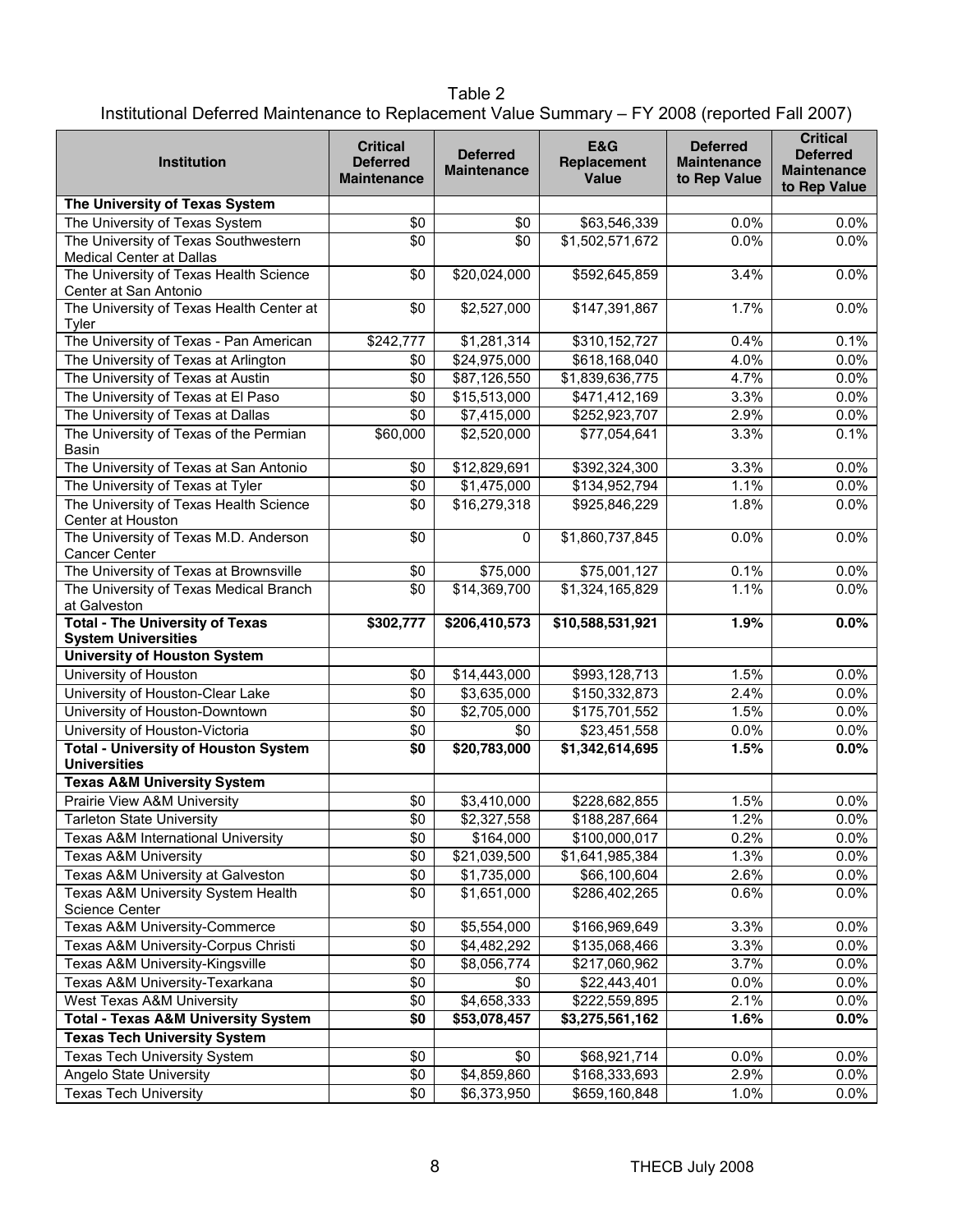Table 2
Institutional Deferred Maintenance to Replacement Value Summary – FY 2008 (reported Fall 2007)

| Institution | Critical Deferred Maintenance | Deferred Maintenance | E&G Replacement Value | Deferred Maintenance to Rep Value | Critical Deferred Maintenance to Rep Value |
|---|---|---|---|---|---|
| **The University of Texas System** | | | | | |
| The University of Texas System | $0 | $0 | $63,546,339 | 0.0% | 0.0% |
| The University of Texas Southwestern Medical Center at Dallas | $0 | $0 | $1,502,571,672 | 0.0% | 0.0% |
| The University of Texas Health Science Center at San Antonio | $0 | $20,024,000 | $592,645,859 | 3.4% | 0.0% |
| The University of Texas Health Center at Tyler | $0 | $2,527,000 | $147,391,867 | 1.7% | 0.0% |
| The University of Texas - Pan American | $242,777 | $1,281,314 | $310,152,727 | 0.4% | 0.1% |
| The University of Texas at Arlington | $0 | $24,975,000 | $618,168,040 | 4.0% | 0.0% |
| The University of Texas at Austin | $0 | $87,126,550 | $1,839,636,775 | 4.7% | 0.0% |
| The University of Texas at El Paso | $0 | $15,513,000 | $471,412,169 | 3.3% | 0.0% |
| The University of Texas at Dallas | $0 | $7,415,000 | $252,923,707 | 2.9% | 0.0% |
| The University of Texas of the Permian Basin | $60,000 | $2,520,000 | $77,054,641 | 3.3% | 0.1% |
| The University of Texas at San Antonio | $0 | $12,829,691 | $392,324,300 | 3.3% | 0.0% |
| The University of Texas at Tyler | $0 | $1,475,000 | $134,952,794 | 1.1% | 0.0% |
| The University of Texas Health Science Center at Houston | $0 | $16,279,318 | $925,846,229 | 1.8% | 0.0% |
| The University of Texas M.D. Anderson Cancer Center | $0 | 0 | $1,860,737,845 | 0.0% | 0.0% |
| The University of Texas at Brownsville | $0 | $75,000 | $75,001,127 | 0.1% | 0.0% |
| The University of Texas Medical Branch at Galveston | $0 | $14,369,700 | $1,324,165,829 | 1.1% | 0.0% |
| **Total - The University of Texas System Universities** | **$302,777** | **$206,410,573** | **$10,588,531,921** | **1.9%** | **0.0%** |
| **University of Houston System** | | | | | |
| University of Houston | $0 | $14,443,000 | $993,128,713 | 1.5% | 0.0% |
| University of Houston-Clear Lake | $0 | $3,635,000 | $150,332,873 | 2.4% | 0.0% |
| University of Houston-Downtown | $0 | $2,705,000 | $175,701,552 | 1.5% | 0.0% |
| University of Houston-Victoria | $0 | $0 | $23,451,558 | 0.0% | 0.0% |
| **Total - University of Houston System Universities** | **$0** | **$20,783,000** | **$1,342,614,695** | **1.5%** | **0.0%** |
| **Texas A&M University System** | | | | | |
| Prairie View A&M University | $0 | $3,410,000 | $228,682,855 | 1.5% | 0.0% |
| Tarleton State University | $0 | $2,327,558 | $188,287,664 | 1.2% | 0.0% |
| Texas A&M International University | $0 | $164,000 | $100,000,017 | 0.2% | 0.0% |
| Texas A&M University | $0 | $21,039,500 | $1,641,985,384 | 1.3% | 0.0% |
| Texas A&M University at Galveston | $0 | $1,735,000 | $66,100,604 | 2.6% | 0.0% |
| Texas A&M University System Health Science Center | $0 | $1,651,000 | $286,402,265 | 0.6% | 0.0% |
| Texas A&M University-Commerce | $0 | $5,554,000 | $166,969,649 | 3.3% | 0.0% |
| Texas A&M University-Corpus Christi | $0 | $4,482,292 | $135,068,466 | 3.3% | 0.0% |
| Texas A&M University-Kingsville | $0 | $8,056,774 | $217,060,962 | 3.7% | 0.0% |
| Texas A&M University-Texarkana | $0 | $0 | $22,443,401 | 0.0% | 0.0% |
| West Texas A&M University | $0 | $4,658,333 | $222,559,895 | 2.1% | 0.0% |
| **Total - Texas A&M University System** | **$0** | **$53,078,457** | **$3,275,561,162** | **1.6%** | **0.0%** |
| **Texas Tech University System** | | | | | |
| Texas Tech University System | $0 | $0 | $68,921,714 | 0.0% | 0.0% |
| Angelo State University | $0 | $4,859,860 | $168,333,693 | 2.9% | 0.0% |
| Texas Tech University | $0 | $6,373,950 | $659,160,848 | 1.0% | 0.0% |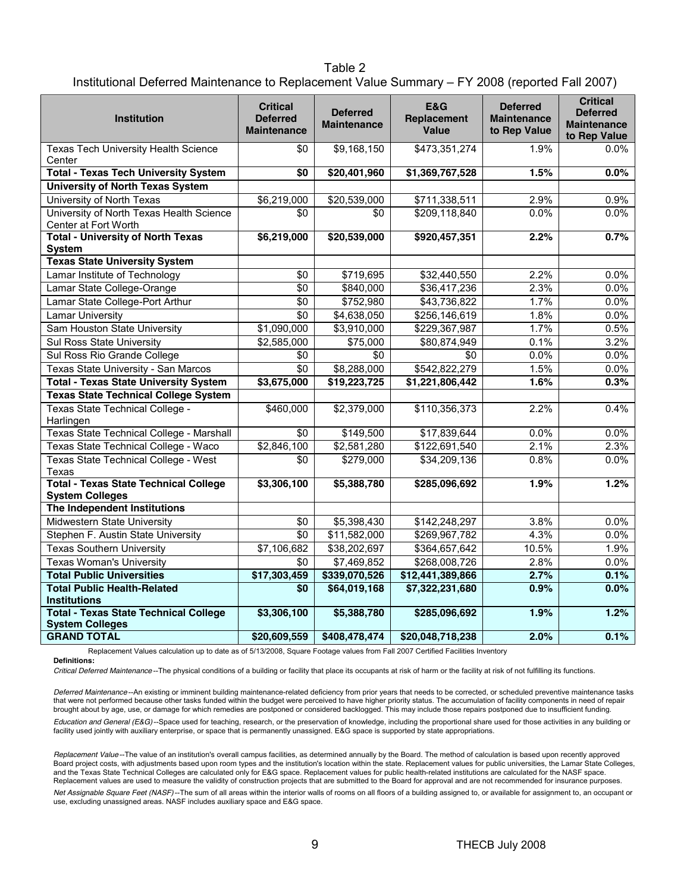Table 2
Institutional Deferred Maintenance to Replacement Value Summary – FY 2008 (reported Fall 2007)

| Institution | Critical Deferred Maintenance | Deferred Maintenance | E&G Replacement Value | Deferred Maintenance to Rep Value | Critical Deferred Maintenance to Rep Value |
|---|---|---|---|---|---|
| Texas Tech University Health Science Center | $0 | $9,168,150 | $473,351,274 | 1.9% | 0.0% |
| **Total - Texas Tech University System** | **$0** | **$20,401,960** | **$1,369,767,528** | **1.5%** | **0.0%** |
| **University of North Texas System** | | | | | |
| University of North Texas | $6,219,000 | $20,539,000 | $711,338,511 | 2.9% | 0.9% |
| University of North Texas Health Science Center at Fort Worth | $0 | $0 | $209,118,840 | 0.0% | 0.0% |
| **Total - University of North Texas System** | **$6,219,000** | **$20,539,000** | **$920,457,351** | **2.2%** | **0.7%** |
| **Texas State University System** | | | | | |
| Lamar Institute of Technology | $0 | $719,695 | $32,440,550 | 2.2% | 0.0% |
| Lamar State College-Orange | $0 | $840,000 | $36,417,236 | 2.3% | 0.0% |
| Lamar State College-Port Arthur | $0 | $752,980 | $43,736,822 | 1.7% | 0.0% |
| Lamar University | $0 | $4,638,050 | $256,146,619 | 1.8% | 0.0% |
| Sam Houston State University | $1,090,000 | $3,910,000 | $229,367,987 | 1.7% | 0.5% |
| Sul Ross State University | $2,585,000 | $75,000 | $80,874,949 | 0.1% | 3.2% |
| Sul Ross Rio Grande College | $0 | $0 | $0 | 0.0% | 0.0% |
| Texas State University - San Marcos | $0 | $8,288,000 | $542,822,279 | 1.5% | 0.0% |
| **Total - Texas State University System** | **$3,675,000** | **$19,223,725** | **$1,221,806,442** | **1.6%** | **0.3%** |
| **Texas State Technical College System** | | | | | |
| Texas State Technical College - Harlingen | $460,000 | $2,379,000 | $110,356,373 | 2.2% | 0.4% |
| Texas State Technical College - Marshall | $0 | $149,500 | $17,839,644 | 0.0% | 0.0% |
| Texas State Technical College - Waco | $2,846,100 | $2,581,280 | $122,691,540 | 2.1% | 2.3% |
| Texas State Technical College - West Texas | $0 | $279,000 | $34,209,136 | 0.8% | 0.0% |
| **Total - Texas State Technical College System Colleges** | **$3,306,100** | **$5,388,780** | **$285,096,692** | **1.9%** | **1.2%** |
| **The Independent Institutions** | | | | | |
| Midwestern State University | $0 | $5,398,430 | $142,248,297 | 3.8% | 0.0% |
| Stephen F. Austin State University | $0 | $11,582,000 | $269,967,782 | 4.3% | 0.0% |
| Texas Southern University | $7,106,682 | $38,202,697 | $364,657,642 | 10.5% | 1.9% |
| Texas Woman's University | $0 | $7,469,852 | $268,008,726 | 2.8% | 0.0% |
| **Total Public Universities** | **$17,303,459** | **$339,070,526** | **$12,441,389,866** | **2.7%** | **0.1%** |
| **Total Public Health-Related Institutions** | **$0** | **$64,019,168** | **$7,322,231,680** | **0.9%** | **0.0%** |
| **Total - Texas State Technical College System Colleges** | **$3,306,100** | **$5,388,780** | **$285,096,692** | **1.9%** | **1.2%** |
| **GRAND TOTAL** | **$20,609,559** | **$408,478,474** | **$20,048,718,238** | **2.0%** | **0.1%** |

Replacement Values calculation up to date as of 5/13/2008, Square Footage values from Fall 2007 Certified Facilities Inventory

**Definitions:**

*Critical Deferred Maintenance*--The physical conditions of a building or facility that place its occupants at risk of harm or the facility at risk of not fulfilling its functions.

*Deferred Maintenance*--An existing or imminent building maintenance-related deficiency from prior years that needs to be corrected, or scheduled preventive maintenance tasks that were not performed because other tasks funded within the budget were perceived to have higher priority status. The accumulation of facility components in need of repair brought about by age, use, or damage for which remedies are postponed or considered backlogged. This may include those repairs postponed due to insufficient funding.

*Education and General (E&G)*--Space used for teaching, research, or the preservation of knowledge, including the proportional share used for those activities in any building or facility used jointly with auxiliary enterprise, or space that is permanently unassigned. E&G space is supported by state appropriations.

*Replacement Value*--The value of an institution's overall campus facilities, as determined annually by the Board. The method of calculation is based upon recently approved Board project costs, with adjustments based upon room types and the institution's location within the state. Replacement values for public universities, the Lamar State Colleges, and the Texas State Technical Colleges are calculated only for E&G space. Replacement values for public health-related institutions are calculated for the NASF space. Replacement values are used to measure the validity of construction projects that are submitted to the Board for approval and are not recommended for insurance purposes.

*Net Assignable Square Feet (NASF)*--The sum of all areas within the interior walls of rooms on all floors of a building assigned to, or available for assignment to, an occupant or use, excluding unassigned areas. NASF includes auxiliary space and E&G space.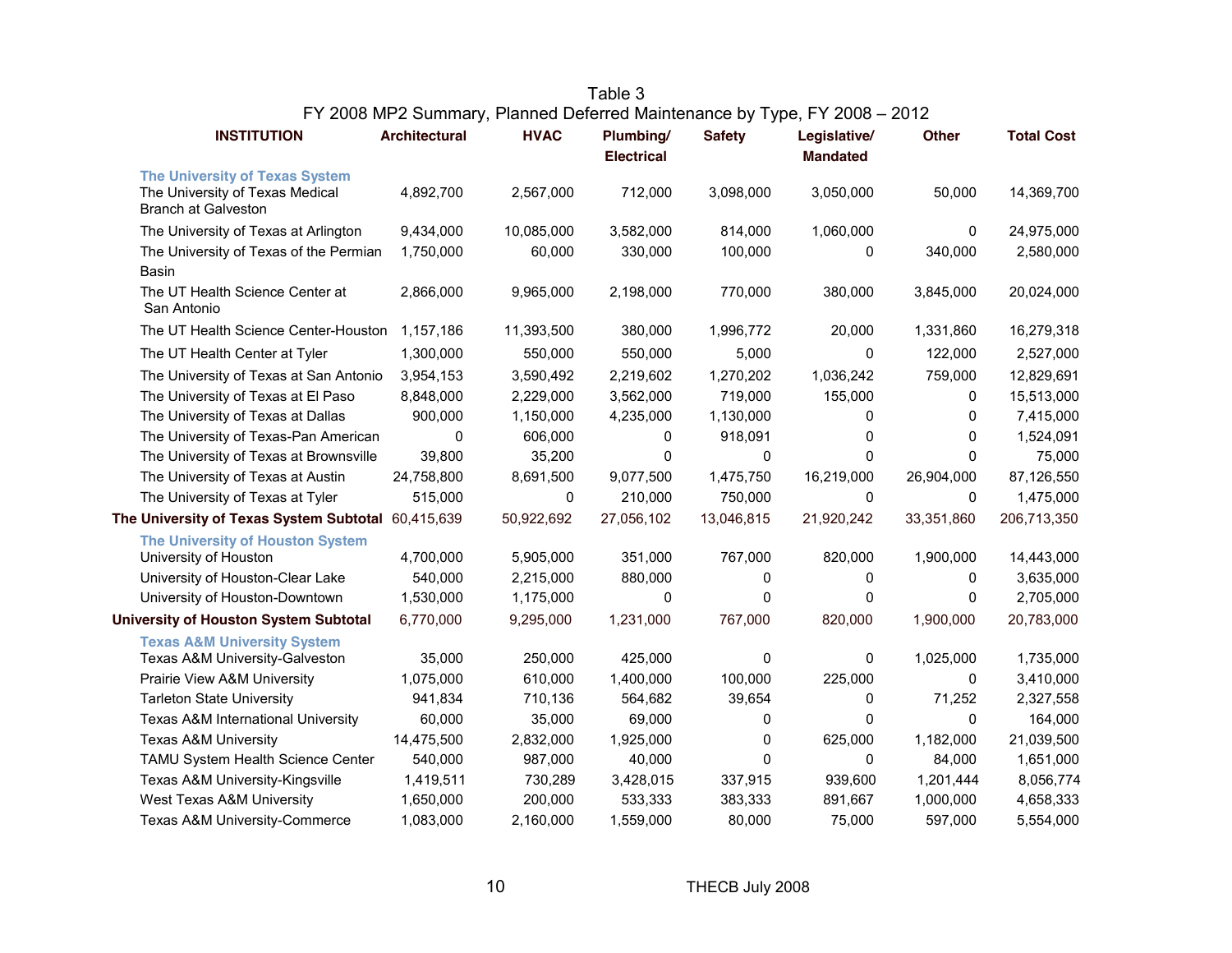Table 3
FY 2008 MP2 Summary, Planned Deferred Maintenance by Type, FY 2008 – 2012

| INSTITUTION | Architectural | HVAC | Plumbing/ Electrical | Safety | Legislative/ Mandated | Other | Total Cost |
|---|---|---|---|---|---|---|---|
| **The University of Texas System** | | | | | | | |
| The University of Texas Medical Branch at Galveston | 4,892,700 | 2,567,000 | 712,000 | 3,098,000 | 3,050,000 | 50,000 | 14,369,700 |
| The University of Texas at Arlington | 9,434,000 | 10,085,000 | 3,582,000 | 814,000 | 1,060,000 | 0 | 24,975,000 |
| The University of Texas of the Permian Basin | 1,750,000 | 60,000 | 330,000 | 100,000 | 0 | 340,000 | 2,580,000 |
| The UT Health Science Center at San Antonio | 2,866,000 | 9,965,000 | 2,198,000 | 770,000 | 380,000 | 3,845,000 | 20,024,000 |
| The UT Health Science Center-Houston | 1,157,186 | 11,393,500 | 380,000 | 1,996,772 | 20,000 | 1,331,860 | 16,279,318 |
| The UT Health Center at Tyler | 1,300,000 | 550,000 | 550,000 | 5,000 | 0 | 122,000 | 2,527,000 |
| The University of Texas at San Antonio | 3,954,153 | 3,590,492 | 2,219,602 | 1,270,202 | 1,036,242 | 759,000 | 12,829,691 |
| The University of Texas at El Paso | 8,848,000 | 2,229,000 | 3,562,000 | 719,000 | 155,000 | 0 | 15,513,000 |
| The University of Texas at Dallas | 900,000 | 1,150,000 | 4,235,000 | 1,130,000 | 0 | 0 | 7,415,000 |
| The University of Texas-Pan American | 0 | 606,000 | 0 | 918,091 | 0 | 0 | 1,524,091 |
| The University of Texas at Brownsville | 39,800 | 35,200 | 0 | 0 | 0 | 0 | 75,000 |
| The University of Texas at Austin | 24,758,800 | 8,691,500 | 9,077,500 | 1,475,750 | 16,219,000 | 26,904,000 | 87,126,550 |
| The University of Texas at Tyler | 515,000 | 0 | 210,000 | 750,000 | 0 | 0 | 1,475,000 |
| **The University of Texas System Subtotal** | 60,415,639 | 50,922,692 | 27,056,102 | 13,046,815 | 21,920,242 | 33,351,860 | 206,713,350 |
| **The University of Houston System** | | | | | | | |
| University of Houston | 4,700,000 | 5,905,000 | 351,000 | 767,000 | 820,000 | 1,900,000 | 14,443,000 |
| University of Houston-Clear Lake | 540,000 | 2,215,000 | 880,000 | 0 | 0 | 0 | 3,635,000 |
| University of Houston-Downtown | 1,530,000 | 1,175,000 | 0 | 0 | 0 | 0 | 2,705,000 |
| **University of Houston System Subtotal** | 6,770,000 | 9,295,000 | 1,231,000 | 767,000 | 820,000 | 1,900,000 | 20,783,000 |
| **Texas A&M University System** | | | | | | | |
| Texas A&M University-Galveston | 35,000 | 250,000 | 425,000 | 0 | 0 | 1,025,000 | 1,735,000 |
| Prairie View A&M University | 1,075,000 | 610,000 | 1,400,000 | 100,000 | 225,000 | 0 | 3,410,000 |
| Tarleton State University | 941,834 | 710,136 | 564,682 | 39,654 | 0 | 71,252 | 2,327,558 |
| Texas A&M International University | 60,000 | 35,000 | 69,000 | 0 | 0 | 0 | 164,000 |
| Texas A&M University | 14,475,500 | 2,832,000 | 1,925,000 | 0 | 625,000 | 1,182,000 | 21,039,500 |
| TAMU System Health Science Center | 540,000 | 987,000 | 40,000 | 0 | 0 | 84,000 | 1,651,000 |
| Texas A&M University-Kingsville | 1,419,511 | 730,289 | 3,428,015 | 337,915 | 939,600 | 1,201,444 | 8,056,774 |
| West Texas A&M University | 1,650,000 | 200,000 | 533,333 | 383,333 | 891,667 | 1,000,000 | 4,658,333 |
| Texas A&M University-Commerce | 1,083,000 | 2,160,000 | 1,559,000 | 80,000 | 75,000 | 597,000 | 5,554,000 |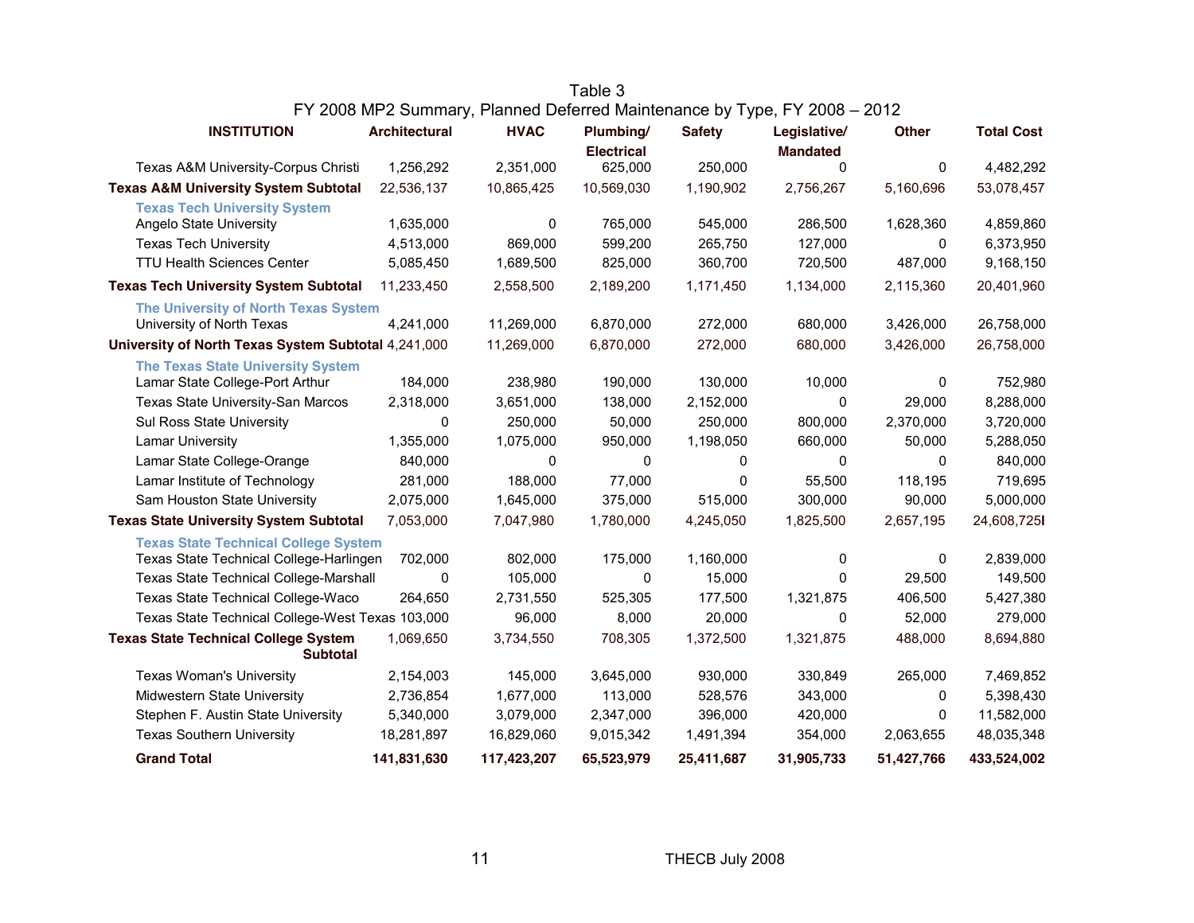Table 3

FY 2008 MP2 Summary, Planned Deferred Maintenance by Type, FY 2008 – 2012

| INSTITUTION | Architectural | HVAC | Plumbing/ Electrical | Safety | Legislative/ Mandated | Other | Total Cost |
|---|---|---|---|---|---|---|---|
| Texas A&M University-Corpus Christi | 1,256,292 | 2,351,000 | 625,000 | 250,000 | 0 | 0 | 4,482,292 |
| **Texas A&M University System Subtotal** | 22,536,137 | 10,865,425 | 10,569,030 | 1,190,902 | 2,756,267 | 5,160,696 | 53,078,457 |
| **Texas Tech University System** | | | | | | | |
| Angelo State University | 1,635,000 | 0 | 765,000 | 545,000 | 286,500 | 1,628,360 | 4,859,860 |
| Texas Tech University | 4,513,000 | 869,000 | 599,200 | 265,750 | 127,000 | 0 | 6,373,950 |
| TTU Health Sciences Center | 5,085,450 | 1,689,500 | 825,000 | 360,700 | 720,500 | 487,000 | 9,168,150 |
| **Texas Tech University System Subtotal** | 11,233,450 | 2,558,500 | 2,189,200 | 1,171,450 | 1,134,000 | 2,115,360 | 20,401,960 |
| **The University of North Texas System** | | | | | | | |
| University of North Texas | 4,241,000 | 11,269,000 | 6,870,000 | 272,000 | 680,000 | 3,426,000 | 26,758,000 |
| **University of North Texas System Subtotal** | 4,241,000 | 11,269,000 | 6,870,000 | 272,000 | 680,000 | 3,426,000 | 26,758,000 |
| **The Texas State University System** | | | | | | | |
| Lamar State College-Port Arthur | 184,000 | 238,980 | 190,000 | 130,000 | 10,000 | 0 | 752,980 |
| Texas State University-San Marcos | 2,318,000 | 3,651,000 | 138,000 | 2,152,000 | 0 | 29,000 | 8,288,000 |
| Sul Ross State University | 0 | 250,000 | 50,000 | 250,000 | 800,000 | 2,370,000 | 3,720,000 |
| Lamar University | 1,355,000 | 1,075,000 | 950,000 | 1,198,050 | 660,000 | 50,000 | 5,288,050 |
| Lamar State College-Orange | 840,000 | 0 | 0 | 0 | 0 | 0 | 840,000 |
| Lamar Institute of Technology | 281,000 | 188,000 | 77,000 | 0 | 55,500 | 118,195 | 719,695 |
| Sam Houston State University | 2,075,000 | 1,645,000 | 375,000 | 515,000 | 300,000 | 90,000 | 5,000,000 |
| **Texas State University System Subtotal** | 7,053,000 | 7,047,980 | 1,780,000 | 4,245,050 | 1,825,500 | 2,657,195 | 24,608,725 |
| **Texas State Technical College System** | | | | | | | |
| Texas State Technical College-Harlingen | 702,000 | 802,000 | 175,000 | 1,160,000 | 0 | 0 | 2,839,000 |
| Texas State Technical College-Marshall | 0 | 105,000 | 0 | 15,000 | 0 | 29,500 | 149,500 |
| Texas State Technical College-Waco | 264,650 | 2,731,550 | 525,305 | 177,500 | 1,321,875 | 406,500 | 5,427,380 |
| Texas State Technical College-West Texas | 103,000 | 96,000 | 8,000 | 20,000 | 0 | 52,000 | 279,000 |
| **Texas State Technical College System Subtotal** | 1,069,650 | 3,734,550 | 708,305 | 1,372,500 | 1,321,875 | 488,000 | 8,694,880 |
| Texas Woman's University | 2,154,003 | 145,000 | 3,645,000 | 930,000 | 330,849 | 265,000 | 7,469,852 |
| Midwestern State University | 2,736,854 | 1,677,000 | 113,000 | 528,576 | 343,000 | 0 | 5,398,430 |
| Stephen F. Austin State University | 5,340,000 | 3,079,000 | 2,347,000 | 396,000 | 420,000 | 0 | 11,582,000 |
| Texas Southern University | 18,281,897 | 16,829,060 | 9,015,342 | 1,491,394 | 354,000 | 2,063,655 | 48,035,348 |
| **Grand Total** | **141,831,630** | **117,423,207** | **65,523,979** | **25,411,687** | **31,905,733** | **51,427,766** | **433,524,002** |

THECB July 2008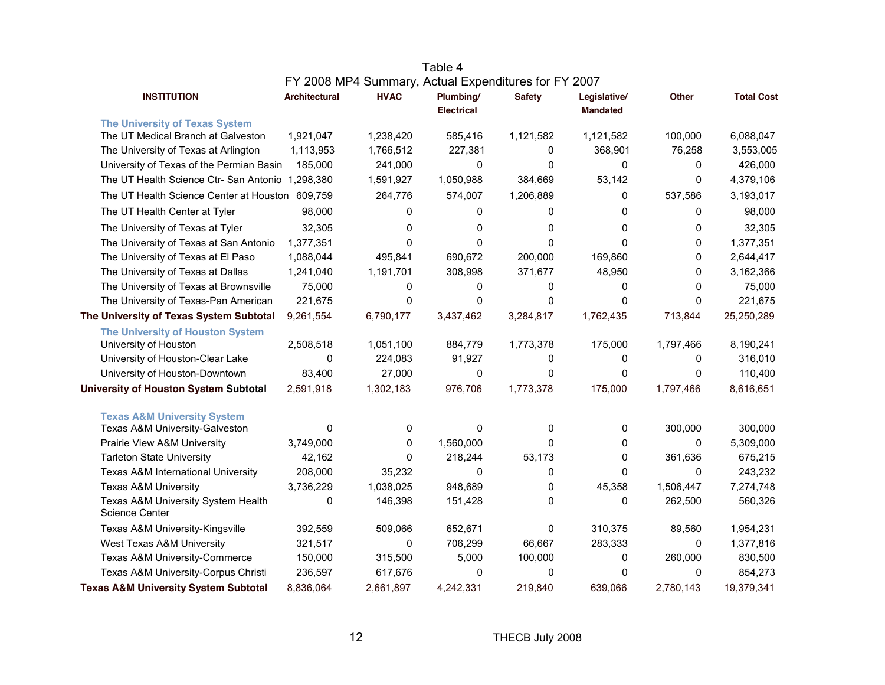Table 4
FY 2008 MP4 Summary, Actual Expenditures for FY 2007

| INSTITUTION | Architectural | HVAC | Plumbing/ Electrical | Safety | Legislative/ Mandated | Other | Total Cost |
|---|---|---|---|---|---|---|---|
| **The University of Texas System** | | | | | | | |
| The UT Medical Branch at Galveston | 1,921,047 | 1,238,420 | 585,416 | 1,121,582 | 1,121,582 | 100,000 | 6,088,047 |
| The University of Texas at Arlington | 1,113,953 | 1,766,512 | 227,381 | 0 | 368,901 | 76,258 | 3,553,005 |
| University of Texas of the Permian Basin | 185,000 | 241,000 | 0 | 0 | 0 | 0 | 426,000 |
| The UT Health Science Ctr- San Antonio | 1,298,380 | 1,591,927 | 1,050,988 | 384,669 | 53,142 | 0 | 4,379,106 |
| The UT Health Science Center at Houston | 609,759 | 264,776 | 574,007 | 1,206,889 | 0 | 537,586 | 3,193,017 |
| The UT Health Center at Tyler | 98,000 | 0 | 0 | 0 | 0 | 0 | 98,000 |
| The University of Texas at Tyler | 32,305 | 0 | 0 | 0 | 0 | 0 | 32,305 |
| The University of Texas at San Antonio | 1,377,351 | 0 | 0 | 0 | 0 | 0 | 1,377,351 |
| The University of Texas at El Paso | 1,088,044 | 495,841 | 690,672 | 200,000 | 169,860 | 0 | 2,644,417 |
| The University of Texas at Dallas | 1,241,040 | 1,191,701 | 308,998 | 371,677 | 48,950 | 0 | 3,162,366 |
| The University of Texas at Brownsville | 75,000 | 0 | 0 | 0 | 0 | 0 | 75,000 |
| The University of Texas-Pan American | 221,675 | 0 | 0 | 0 | 0 | 0 | 221,675 |
| **The University of Texas System Subtotal** | 9,261,554 | 6,790,177 | 3,437,462 | 3,284,817 | 1,762,435 | 713,844 | 25,250,289 |
| **The University of Houston System** | | | | | | | |
| University of Houston | 2,508,518 | 1,051,100 | 884,779 | 1,773,378 | 175,000 | 1,797,466 | 8,190,241 |
| University of Houston-Clear Lake | 0 | 224,083 | 91,927 | 0 | 0 | 0 | 316,010 |
| University of Houston-Downtown | 83,400 | 27,000 | 0 | 0 | 0 | 0 | 110,400 |
| **University of Houston System Subtotal** | 2,591,918 | 1,302,183 | 976,706 | 1,773,378 | 175,000 | 1,797,466 | 8,616,651 |
| **Texas A&M University System** | | | | | | | |
| Texas A&M University-Galveston | 0 | 0 | 0 | 0 | 0 | 300,000 | 300,000 |
| Prairie View A&M University | 3,749,000 | 0 | 1,560,000 | 0 | 0 | 0 | 5,309,000 |
| Tarleton State University | 42,162 | 0 | 218,244 | 53,173 | 0 | 361,636 | 675,215 |
| Texas A&M International University | 208,000 | 35,232 | 0 | 0 | 0 | 0 | 243,232 |
| Texas A&M University | 3,736,229 | 1,038,025 | 948,689 | 0 | 45,358 | 1,506,447 | 7,274,748 |
| Texas A&M University System Health Science Center | 0 | 146,398 | 151,428 | 0 | 0 | 262,500 | 560,326 |
| Texas A&M University-Kingsville | 392,559 | 509,066 | 652,671 | 0 | 310,375 | 89,560 | 1,954,231 |
| West Texas A&M University | 321,517 | 0 | 706,299 | 66,667 | 283,333 | 0 | 1,377,816 |
| Texas A&M University-Commerce | 150,000 | 315,500 | 5,000 | 100,000 | 0 | 260,000 | 830,500 |
| Texas A&M University-Corpus Christi | 236,597 | 617,676 | 0 | 0 | 0 | 0 | 854,273 |
| **Texas A&M University System Subtotal** | 8,836,064 | 2,661,897 | 4,242,331 | 219,840 | 639,066 | 2,780,143 | 19,379,341 |

THECB July 2008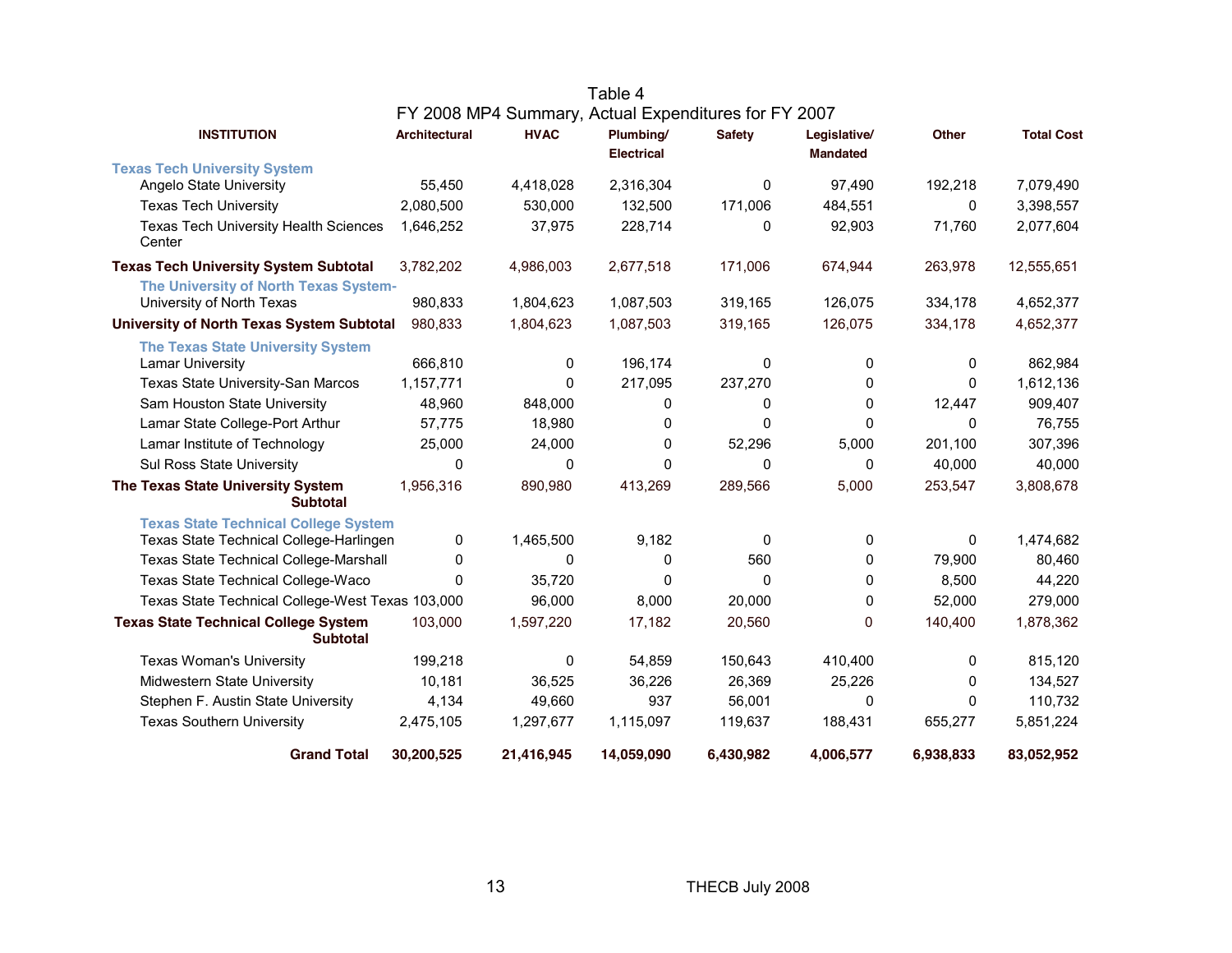# Table 4

## FY 2008 MP4 Summary, Actual Expenditures for FY 2007

| INSTITUTION | Architectural | HVAC | Plumbing/ Electrical | Safety | Legislative/ Mandated | Other | Total Cost |
|---|---|---|---|---|---|---|---|
| **Texas Tech University System** | | | | | | | |
| Angelo State University | 55,450 | 4,418,028 | 2,316,304 | 0 | 97,490 | 192,218 | 7,079,490 |
| Texas Tech University | 2,080,500 | 530,000 | 132,500 | 171,006 | 484,551 | 0 | 3,398,557 |
| Texas Tech University Health Sciences Center | 1,646,252 | 37,975 | 228,714 | 0 | 92,903 | 71,760 | 2,077,604 |
| **Texas Tech University System Subtotal** | 3,782,202 | 4,986,003 | 2,677,518 | 171,006 | 674,944 | 263,978 | 12,555,651 |
| **The University of North Texas System-** | | | | | | | |
| University of North Texas | 980,833 | 1,804,623 | 1,087,503 | 319,165 | 126,075 | 334,178 | 4,652,377 |
| **University of North Texas System Subtotal** | 980,833 | 1,804,623 | 1,087,503 | 319,165 | 126,075 | 334,178 | 4,652,377 |
| **The Texas State University System** | | | | | | | |
| Lamar University | 666,810 | 0 | 196,174 | 0 | 0 | 0 | 862,984 |
| Texas State University-San Marcos | 1,157,771 | 0 | 217,095 | 237,270 | 0 | 0 | 1,612,136 |
| Sam Houston State University | 48,960 | 848,000 | 0 | 0 | 0 | 12,447 | 909,407 |
| Lamar State College-Port Arthur | 57,775 | 18,980 | 0 | 0 | 0 | 0 | 76,755 |
| Lamar Institute of Technology | 25,000 | 24,000 | 0 | 52,296 | 5,000 | 201,100 | 307,396 |
| Sul Ross State University | 0 | 0 | 0 | 0 | 0 | 40,000 | 40,000 |
| **The Texas State University System Subtotal** | 1,956,316 | 890,980 | 413,269 | 289,566 | 5,000 | 253,547 | 3,808,678 |
| **Texas State Technical College System** | | | | | | | |
| Texas State Technical College-Harlingen | 0 | 1,465,500 | 9,182 | 0 | 0 | 0 | 1,474,682 |
| Texas State Technical College-Marshall | 0 | 0 | 0 | 560 | 0 | 79,900 | 80,460 |
| Texas State Technical College-Waco | 0 | 35,720 | 0 | 0 | 0 | 8,500 | 44,220 |
| Texas State Technical College-West Texas | 103,000 | 96,000 | 8,000 | 20,000 | 0 | 52,000 | 279,000 |
| **Texas State Technical College System Subtotal** | 103,000 | 1,597,220 | 17,182 | 20,560 | 0 | 140,400 | 1,878,362 |
| Texas Woman's University | 199,218 | 0 | 54,859 | 150,643 | 410,400 | 0 | 815,120 |
| Midwestern State University | 10,181 | 36,525 | 36,226 | 26,369 | 25,226 | 0 | 134,527 |
| Stephen F. Austin State University | 4,134 | 49,660 | 937 | 56,001 | 0 | 0 | 110,732 |
| Texas Southern University | 2,475,105 | 1,297,677 | 1,115,097 | 119,637 | 188,431 | 655,277 | 5,851,224 |
| **Grand Total** | **30,200,525** | **21,416,945** | **14,059,090** | **6,430,982** | **4,006,577** | **6,938,833** | **83,052,952** |

THECB July 2008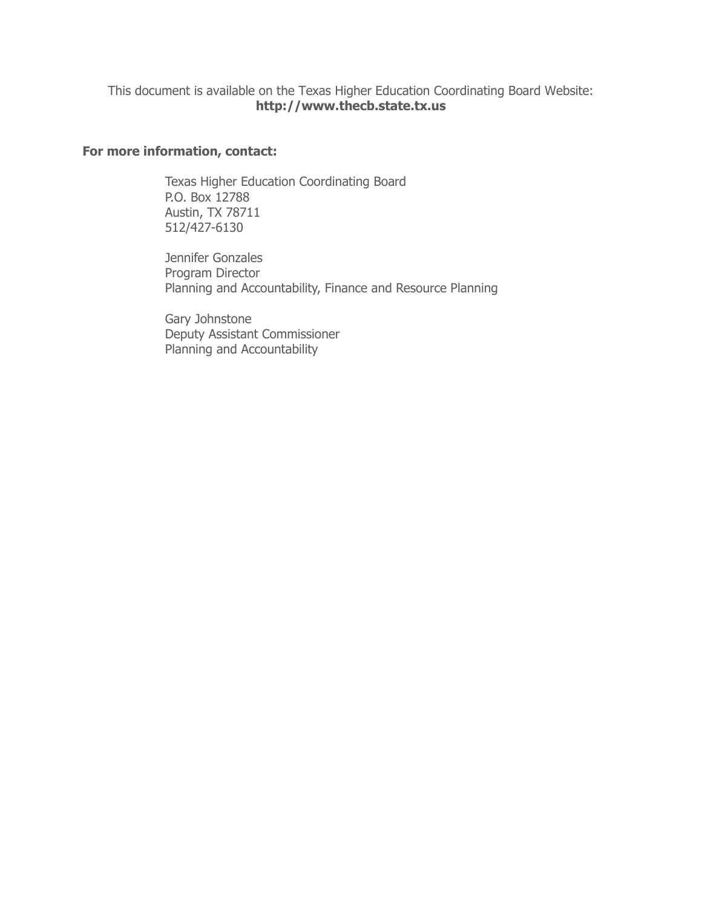This document is available on the Texas Higher Education Coordinating Board Website:
**http://www.thecb.state.tx.us**

**For more information, contact:**

Texas Higher Education Coordinating Board
P.O. Box 12788
Austin, TX 78711
512/427-6130

Jennifer Gonzales
Program Director
Planning and Accountability, Finance and Resource Planning

Gary Johnstone
Deputy Assistant Commissioner
Planning and Accountability